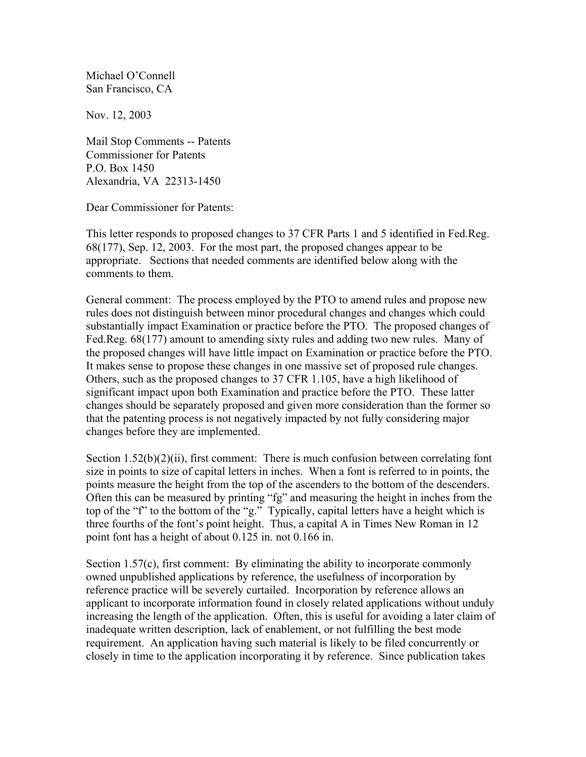Michael O'Connell
San Francisco, CA

Nov. 12, 2003

Mail Stop Comments -- Patents
Commissioner for Patents
P.O. Box 1450
Alexandria, VA 22313-1450

Dear Commissioner for Patents:

This letter responds to proposed changes to 37 CFR Parts 1 and 5 identified in Fed.Reg. 68(177), Sep. 12, 2003. For the most part, the proposed changes appear to be appropriate. Sections that needed comments are identified below along with the comments to them.

General comment: The process employed by the PTO to amend rules and propose new rules does not distinguish between minor procedural changes and changes which could substantially impact Examination or practice before the PTO. The proposed changes of Fed.Reg. 68(177) amount to amending sixty rules and adding two new rules. Many of the proposed changes will have little impact on Examination or practice before the PTO. It makes sense to propose these changes in one massive set of proposed rule changes. Others, such as the proposed changes to 37 CFR 1.105, have a high likelihood of significant impact upon both Examination and practice before the PTO. These latter changes should be separately proposed and given more consideration than the former so that the patenting process is not negatively impacted by not fully considering major changes before they are implemented.

Section 1.52(b)(2)(ii), first comment: There is much confusion between correlating font size in points to size of capital letters in inches. When a font is referred to in points, the points measure the height from the top of the ascenders to the bottom of the descenders. Often this can be measured by printing "fg" and measuring the height in inches from the top of the "f" to the bottom of the "g." Typically, capital letters have a height which is three fourths of the font's point height. Thus, a capital A in Times New Roman in 12 point font has a height of about 0.125 in. not 0.166 in.

Section 1.57(c), first comment: By eliminating the ability to incorporate commonly owned unpublished applications by reference, the usefulness of incorporation by reference practice will be severely curtailed. Incorporation by reference allows an applicant to incorporate information found in closely related applications without unduly increasing the length of the application. Often, this is useful for avoiding a later claim of inadequate written description, lack of enablement, or not fulfilling the best mode requirement. An application having such material is likely to be filed concurrently or closely in time to the application incorporating it by reference. Since publication takes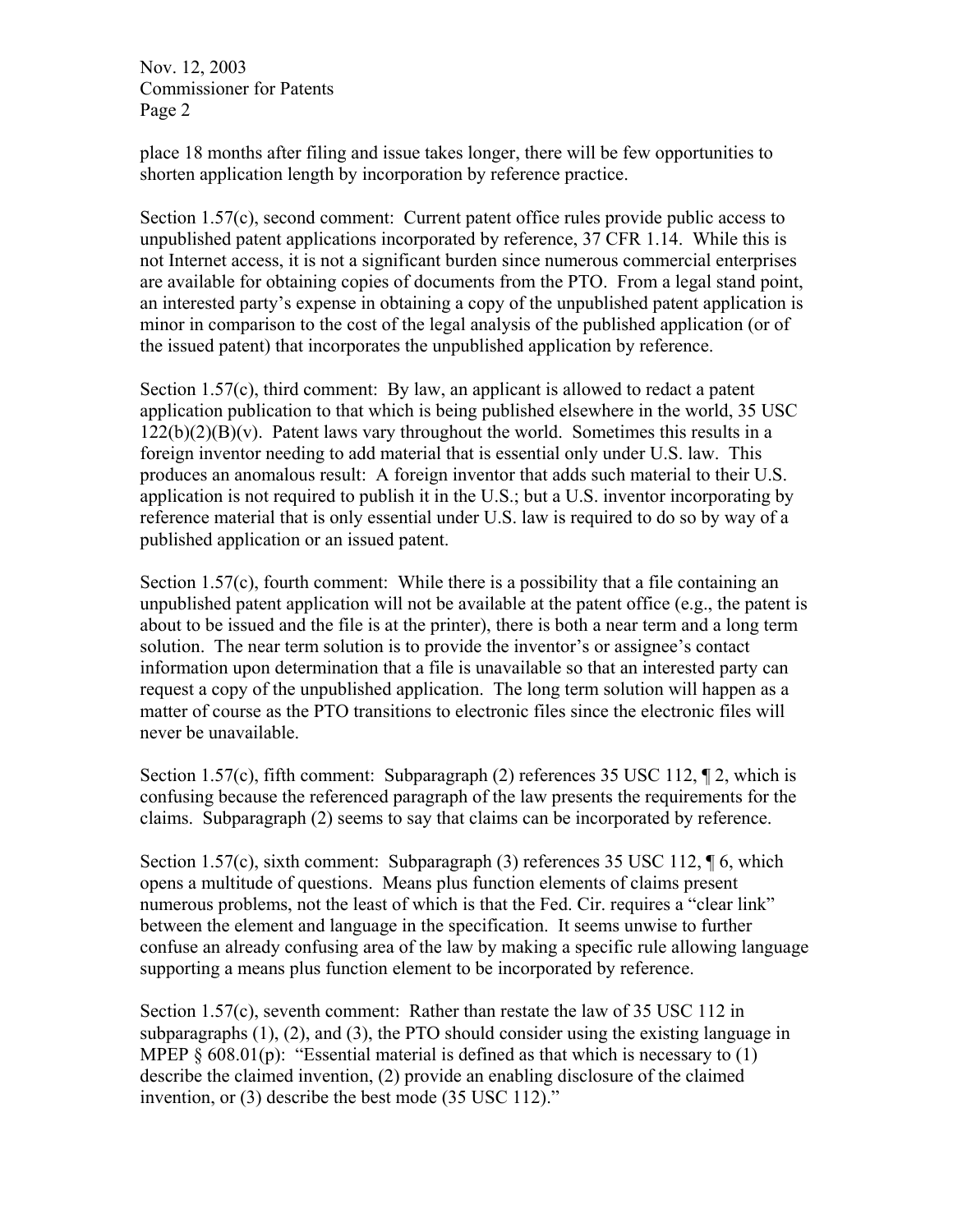place 18 months after filing and issue takes longer, there will be few opportunities to shorten application length by incorporation by reference practice.

Section 1.57(c), second comment: Current patent office rules provide public access to unpublished patent applications incorporated by reference, 37 CFR 1.14. While this is not Internet access, it is not a significant burden since numerous commercial enterprises are available for obtaining copies of documents from the PTO. From a legal stand point, an interested party's expense in obtaining a copy of the unpublished patent application is minor in comparison to the cost of the legal analysis of the published application (or of the issued patent) that incorporates the unpublished application by reference.

Section 1.57(c), third comment: By law, an applicant is allowed to redact a patent application publication to that which is being published elsewhere in the world, 35 USC 122(b)(2)(B)(v). Patent laws vary throughout the world. Sometimes this results in a foreign inventor needing to add material that is essential only under U.S. law. This produces an anomalous result: A foreign inventor that adds such material to their U.S. application is not required to publish it in the U.S.; but a U.S. inventor incorporating by reference material that is only essential under U.S. law is required to do so by way of a published application or an issued patent.

Section 1.57(c), fourth comment: While there is a possibility that a file containing an unpublished patent application will not be available at the patent office (e.g., the patent is about to be issued and the file is at the printer), there is both a near term and a long term solution. The near term solution is to provide the inventor's or assignee's contact information upon determination that a file is unavailable so that an interested party can request a copy of the unpublished application. The long term solution will happen as a matter of course as the PTO transitions to electronic files since the electronic files will never be unavailable.

Section 1.57(c), fifth comment: Subparagraph (2) references 35 USC 112, ¶ 2, which is confusing because the referenced paragraph of the law presents the requirements for the claims. Subparagraph (2) seems to say that claims can be incorporated by reference.

Section 1.57(c), sixth comment: Subparagraph (3) references 35 USC 112, ¶ 6, which opens a multitude of questions. Means plus function elements of claims present numerous problems, not the least of which is that the Fed. Cir. requires a "clear link" between the element and language in the specification. It seems unwise to further confuse an already confusing area of the law by making a specific rule allowing language supporting a means plus function element to be incorporated by reference.

Section 1.57(c), seventh comment: Rather than restate the law of 35 USC 112 in subparagraphs (1), (2), and (3), the PTO should consider using the existing language in MPEP § 608.01(p): "Essential material is defined as that which is necessary to (1) describe the claimed invention, (2) provide an enabling disclosure of the claimed invention, or (3) describe the best mode (35 USC 112)."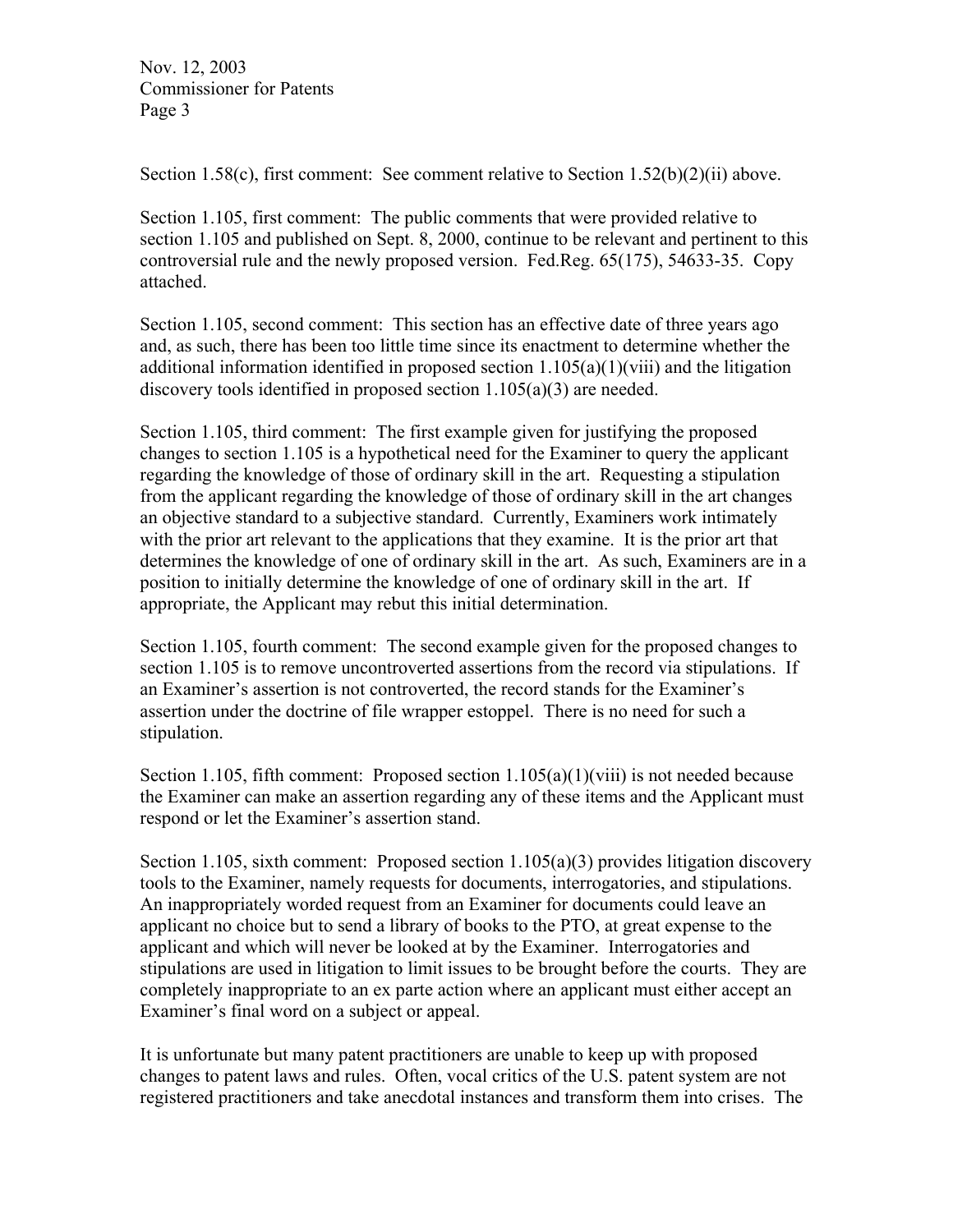Section 1.58(c), first comment: See comment relative to Section 1.52(b)(2)(ii) above.

Section 1.105, first comment: The public comments that were provided relative to section 1.105 and published on Sept. 8, 2000, continue to be relevant and pertinent to this controversial rule and the newly proposed version. Fed.Reg. 65(175), 54633-35. Copy attached.

Section 1.105, second comment: This section has an effective date of three years ago and, as such, there has been too little time since its enactment to determine whether the additional information identified in proposed section 1.105(a)(1)(viii) and the litigation discovery tools identified in proposed section 1.105(a)(3) are needed.

Section 1.105, third comment: The first example given for justifying the proposed changes to section 1.105 is a hypothetical need for the Examiner to query the applicant regarding the knowledge of those of ordinary skill in the art. Requesting a stipulation from the applicant regarding the knowledge of those of ordinary skill in the art changes an objective standard to a subjective standard. Currently, Examiners work intimately with the prior art relevant to the applications that they examine. It is the prior art that determines the knowledge of one of ordinary skill in the art. As such, Examiners are in a position to initially determine the knowledge of one of ordinary skill in the art. If appropriate, the Applicant may rebut this initial determination.

Section 1.105, fourth comment: The second example given for the proposed changes to section 1.105 is to remove uncontroverted assertions from the record via stipulations. If an Examiner's assertion is not controverted, the record stands for the Examiner's assertion under the doctrine of file wrapper estoppel. There is no need for such a stipulation.

Section 1.105, fifth comment: Proposed section 1.105(a)(1)(viii) is not needed because the Examiner can make an assertion regarding any of these items and the Applicant must respond or let the Examiner's assertion stand.

Section 1.105, sixth comment: Proposed section 1.105(a)(3) provides litigation discovery tools to the Examiner, namely requests for documents, interrogatories, and stipulations. An inappropriately worded request from an Examiner for documents could leave an applicant no choice but to send a library of books to the PTO, at great expense to the applicant and which will never be looked at by the Examiner. Interrogatories and stipulations are used in litigation to limit issues to be brought before the courts. They are completely inappropriate to an ex parte action where an applicant must either accept an Examiner's final word on a subject or appeal.

It is unfortunate but many patent practitioners are unable to keep up with proposed changes to patent laws and rules. Often, vocal critics of the U.S. patent system are not registered practitioners and take anecdotal instances and transform them into crises. The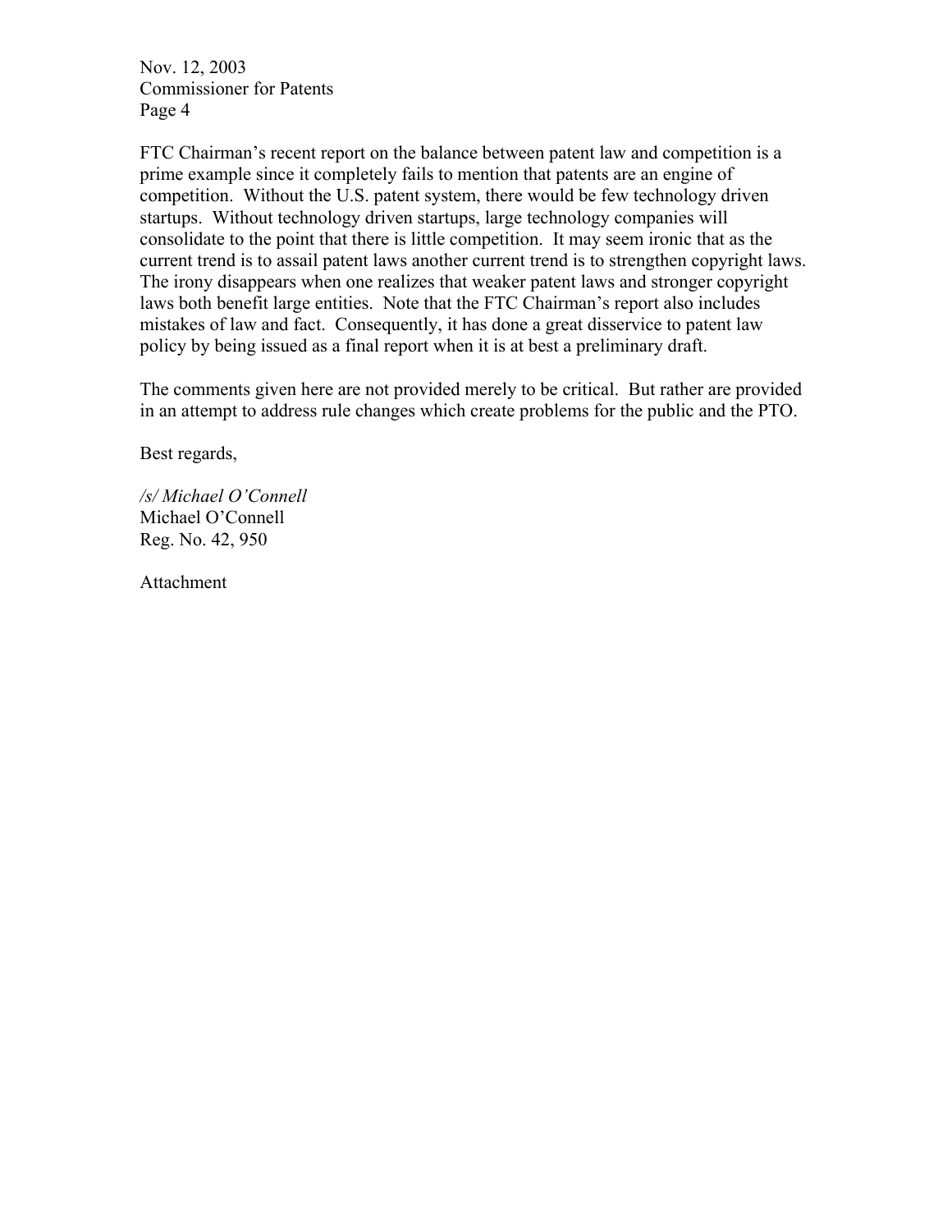FTC Chairman's recent report on the balance between patent law and competition is a prime example since it completely fails to mention that patents are an engine of competition. Without the U.S. patent system, there would be few technology driven startups. Without technology driven startups, large technology companies will consolidate to the point that there is little competition. It may seem ironic that as the current trend is to assail patent laws another current trend is to strengthen copyright laws. The irony disappears when one realizes that weaker patent laws and stronger copyright laws both benefit large entities. Note that the FTC Chairman's report also includes mistakes of law and fact. Consequently, it has done a great disservice to patent law policy by being issued as a final report when it is at best a preliminary draft.

The comments given here are not provided merely to be critical. But rather are provided in an attempt to address rule changes which create problems for the public and the PTO.

Best regards,

*/s/ Michael O'Connell*
Michael O'Connell
Reg. No. 42, 950

Attachment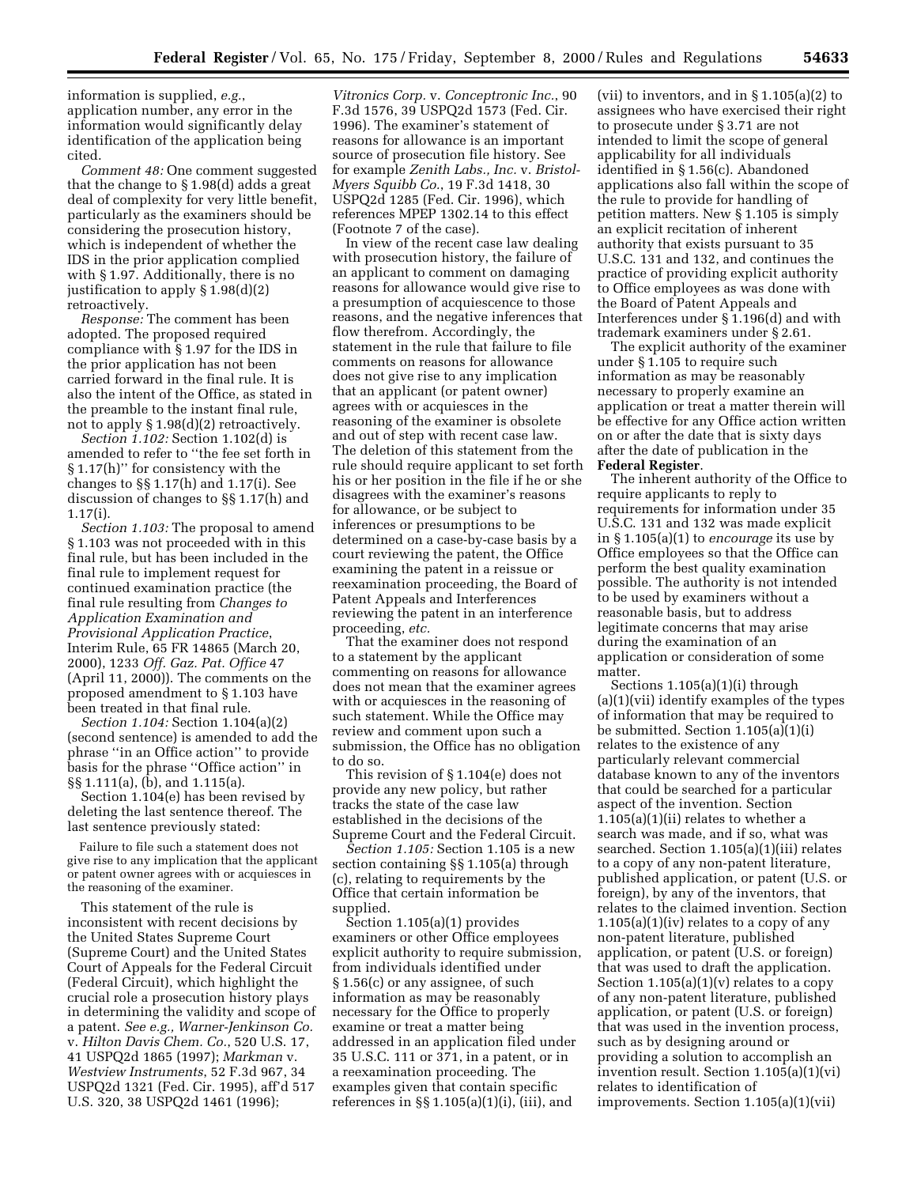information is supplied, *e.g.*, application number, any error in the information would significantly delay identification of the application being cited.

*Comment 48:* One comment suggested that the change to § 1.98(d) adds a great deal of complexity for very little benefit, particularly as the examiners should be considering the prosecution history, which is independent of whether the IDS in the prior application complied with § 1.97. Additionally, there is no justification to apply § 1.98(d)(2) retroactively.

*Response:* The comment has been adopted. The proposed required compliance with § 1.97 for the IDS in the prior application has not been carried forward in the final rule. It is also the intent of the Office, as stated in the preamble to the instant final rule, not to apply § 1.98(d)(2) retroactively.

*Section 1.102:* Section 1.102(d) is amended to refer to ''the fee set forth in § 1.17(h)'' for consistency with the changes to §§ 1.17(h) and 1.17(i). See discussion of changes to §§ 1.17(h) and 1.17(i).

*Section 1.103:* The proposal to amend § 1.103 was not proceeded with in this final rule, but has been included in the final rule to implement request for continued examination practice (the final rule resulting from *Changes to Application Examination and Provisional Application Practice*, Interim Rule, 65 FR 14865 (March 20, 2000), 1233 *Off. Gaz. Pat. Office* 47 (April 11, 2000)). The comments on the proposed amendment to § 1.103 have been treated in that final rule.

*Section 1.104:* Section 1.104(a)(2) (second sentence) is amended to add the phrase ''in an Office action'' to provide basis for the phrase ''Office action'' in §§ 1.111(a), (b), and 1.115(a).

Section 1.104(e) has been revised by deleting the last sentence thereof. The last sentence previously stated:

> Failure to file such a statement does not give rise to any implication that the applicant or patent owner agrees with or acquiesces in the reasoning of the examiner.

This statement of the rule is inconsistent with recent decisions by the United States Supreme Court (Supreme Court) and the United States Court of Appeals for the Federal Circuit (Federal Circuit), which highlight the crucial role a prosecution history plays in determining the validity and scope of a patent. *See e.g., Warner-Jenkinson Co.* v. *Hilton Davis Chem. Co.*, 520 U.S. 17, 41 USPQ2d 1865 (1997); *Markman* v. *Westview Instruments*, 52 F.3d 967, 34 USPQ2d 1321 (Fed. Cir. 1995), aff'd 517 U.S. 320, 38 USPQ2d 1461 (1996); *Vitronics Corp.* v. *Conceptronic Inc.*, 90 F.3d 1576, 39 USPQ2d 1573 (Fed. Cir. 1996). The examiner's statement of reasons for allowance is an important source of prosecution file history. See for example *Zenith Labs., Inc.* v. *Bristol-Myers Squibb Co.*, 19 F.3d 1418, 30 USPQ2d 1285 (Fed. Cir. 1996), which references MPEP 1302.14 to this effect (Footnote 7 of the case).

In view of the recent case law dealing with prosecution history, the failure of an applicant to comment on damaging reasons for allowance would give rise to a presumption of acquiescence to those reasons, and the negative inferences that flow therefrom. Accordingly, the statement in the rule that failure to file comments on reasons for allowance does not give rise to any implication that an applicant (or patent owner) agrees with or acquiesces in the reasoning of the examiner is obsolete and out of step with recent case law. The deletion of this statement from the rule should require applicant to set forth his or her position in the file if he or she disagrees with the examiner's reasons for allowance, or be subject to inferences or presumptions to be determined on a case-by-case basis by a court reviewing the patent, the Office examining the patent in a reissue or reexamination proceeding, the Board of Patent Appeals and Interferences reviewing the patent in an interference proceeding, *etc.*

That the examiner does not respond to a statement by the applicant commenting on reasons for allowance does not mean that the examiner agrees with or acquiesces in the reasoning of such statement. While the Office may review and comment upon such a submission, the Office has no obligation to do so.

This revision of § 1.104(e) does not provide any new policy, but rather tracks the state of the case law established in the decisions of the Supreme Court and the Federal Circuit.

*Section 1.105:* Section 1.105 is a new section containing §§ 1.105(a) through (c), relating to requirements by the Office that certain information be supplied.

Section 1.105(a)(1) provides examiners or other Office employees explicit authority to require submission, from individuals identified under § 1.56(c) or any assignee, of such information as may be reasonably necessary for the Office to properly examine or treat a matter being addressed in an application filed under 35 U.S.C. 111 or 371, in a patent, or in a reexamination proceeding. The examples given that contain specific references in §§ 1.105(a)(1)(i), (iii), and (vii) to inventors, and in § 1.105(a)(2) to assignees who have exercised their right to prosecute under § 3.71 are not intended to limit the scope of general applicability for all individuals identified in § 1.56(c). Abandoned applications also fall within the scope of the rule to provide for handling of petition matters. New § 1.105 is simply an explicit recitation of inherent authority that exists pursuant to 35 U.S.C. 131 and 132, and continues the practice of providing explicit authority to Office employees as was done with the Board of Patent Appeals and Interferences under § 1.196(d) and with trademark examiners under § 2.61.

The explicit authority of the examiner under § 1.105 to require such information as may be reasonably necessary to properly examine an application or treat a matter therein will be effective for any Office action written on or after the date that is sixty days after the date of publication in the **Federal Register**.

The inherent authority of the Office to require applicants to reply to requirements for information under 35 U.S.C. 131 and 132 was made explicit in § 1.105(a)(1) to *encourage* its use by Office employees so that the Office can perform the best quality examination possible. The authority is not intended to be used by examiners without a reasonable basis, but to address legitimate concerns that may arise during the examination of an application or consideration of some matter.

Sections 1.105(a)(1)(i) through (a)(1)(vii) identify examples of the types of information that may be required to be submitted. Section 1.105(a)(1)(i) relates to the existence of any particularly relevant commercial database known to any of the inventors that could be searched for a particular aspect of the invention. Section 1.105(a)(1)(ii) relates to whether a search was made, and if so, what was searched. Section 1.105(a)(1)(iii) relates to a copy of any non-patent literature, published application, or patent (U.S. or foreign), by any of the inventors, that relates to the claimed invention. Section 1.105(a)(1)(iv) relates to a copy of any non-patent literature, published application, or patent (U.S. or foreign) that was used to draft the application. Section 1.105(a)(1)(v) relates to a copy of any non-patent literature, published application, or patent (U.S. or foreign) that was used in the invention process, such as by designing around or providing a solution to accomplish an invention result. Section 1.105(a)(1)(vi) relates to identification of improvements. Section 1.105(a)(1)(vii)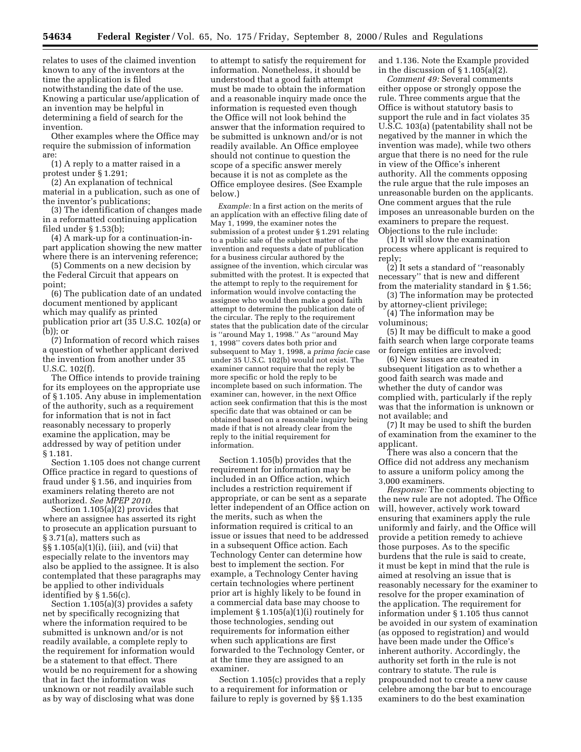relates to uses of the claimed invention known to any of the inventors at the time the application is filed notwithstanding the date of the use. Knowing a particular use/application of an invention may be helpful in determining a field of search for the invention.

Other examples where the Office may require the submission of information are:

(1) A reply to a matter raised in a protest under § 1.291;

(2) An explanation of technical material in a publication, such as one of the inventor's publications;

(3) The identification of changes made in a reformatted continuing application filed under § 1.53(b);

(4) A mark-up for a continuation-in-part application showing the new matter where there is an intervening reference;

(5) Comments on a new decision by the Federal Circuit that appears on point;

(6) The publication date of an undated document mentioned by applicant which may qualify as printed publication prior art (35 U.S.C. 102(a) or (b)); or

(7) Information of record which raises a question of whether applicant derived the invention from another under 35 U.S.C. 102(f).

The Office intends to provide training for its employees on the appropriate use of § 1.105. Any abuse in implementation of the authority, such as a requirement for information that is not in fact reasonably necessary to properly examine the application, may be addressed by way of petition under § 1.181.

Section 1.105 does not change current Office practice in regard to questions of fraud under § 1.56, and inquiries from examiners relating thereto are not authorized. *See MPEP 2010.*

Section 1.105(a)(2) provides that where an assignee has asserted its right to prosecute an application pursuant to § 3.71(a), matters such as §§ 1.105(a)(1)(i), (iii), and (vii) that especially relate to the inventors may also be applied to the assignee. It is also contemplated that these paragraphs may be applied to other individuals identified by § 1.56(c).

Section 1.105(a)(3) provides a safety net by specifically recognizing that where the information required to be submitted is unknown and/or is not readily available, a complete reply to the requirement for information would be a statement to that effect. There would be no requirement for a showing that in fact the information was unknown or not readily available such as by way of disclosing what was done to attempt to satisfy the requirement for information. Nonetheless, it should be understood that a good faith attempt must be made to obtain the information and a reasonable inquiry made once the information is requested even though the Office will not look behind the answer that the information required to be submitted is unknown and/or is not readily available. An Office employee should not continue to question the scope of a specific answer merely because it is not as complete as the Office employee desires. (See Example below.)

*Example:* In a first action on the merits of an application with an effective filing date of May 1, 1999, the examiner notes the submission of a protest under § 1.291 relating to a public sale of the subject matter of the invention and requests a date of publication for a business circular authored by the assignee of the invention, which circular was submitted with the protest. It is expected that the attempt to reply to the requirement for information would involve contacting the assignee who would then make a good faith attempt to determine the publication date of the circular. The reply to the requirement states that the publication date of the circular is "around May 1, 1998." As "around May 1, 1998" covers dates both prior and subsequent to May 1, 1998, a *prima facie* case under 35 U.S.C. 102(b) would not exist. The examiner cannot require that the reply be more specific or hold the reply to be incomplete based on such information. The examiner can, however, in the next Office action seek confirmation that this is the most specific date that was obtained or can be obtained based on a reasonable inquiry being made if that is not already clear from the reply to the initial requirement for information.

Section 1.105(b) provides that the requirement for information may be included in an Office action, which includes a restriction requirement if appropriate, or can be sent as a separate letter independent of an Office action on the merits, such as when the information required is critical to an issue or issues that need to be addressed in a subsequent Office action. Each Technology Center can determine how best to implement the section. For example, a Technology Center having certain technologies where pertinent prior art is highly likely to be found in a commercial data base may choose to implement § 1.105(a)(1)(i) routinely for those technologies, sending out requirements for information either when such applications are first forwarded to the Technology Center, or at the time they are assigned to an examiner.

Section 1.105(c) provides that a reply to a requirement for information or failure to reply is governed by §§ 1.135 and 1.136. Note the Example provided in the discussion of § 1.105(a)(2).

*Comment 49:* Several comments either oppose or strongly oppose the rule. Three comments argue that the Office is without statutory basis to support the rule and in fact violates 35 U.S.C. 103(a) (patentability shall not be negatived by the manner in which the invention was made), while two others argue that there is no need for the rule in view of the Office's inherent authority. All the comments opposing the rule argue that the rule imposes an unreasonable burden on the applicants. One comment argues that the rule imposes an unreasonable burden on the examiners to prepare the request. Objections to the rule include:

(1) It will slow the examination process where applicant is required to reply;

(2) It sets a standard of "reasonably necessary" that is new and different from the materiality standard in § 1.56;

(3) The information may be protected by attorney-client privilege;

(4) The information may be voluminous;

(5) It may be difficult to make a good faith search when large corporate teams or foreign entities are involved;

(6) New issues are created in subsequent litigation as to whether a good faith search was made and whether the duty of candor was complied with, particularly if the reply was that the information is unknown or not available; and

(7) It may be used to shift the burden of examination from the examiner to the applicant.

There was also a concern that the Office did not address any mechanism to assure a uniform policy among the 3,000 examiners.

*Response:* The comments objecting to the new rule are not adopted. The Office will, however, actively work toward ensuring that examiners apply the rule uniformly and fairly, and the Office will provide a petition remedy to achieve those purposes. As to the specific burdens that the rule is said to create, it must be kept in mind that the rule is aimed at resolving an issue that is reasonably necessary for the examiner to resolve for the proper examination of the application. The requirement for information under § 1.105 thus cannot be avoided in our system of examination (as opposed to registration) and would have been made under the Office's inherent authority. Accordingly, the authority set forth in the rule is not contrary to statute. The rule is propounded not to create a new cause celebre among the bar but to encourage examiners to do the best examination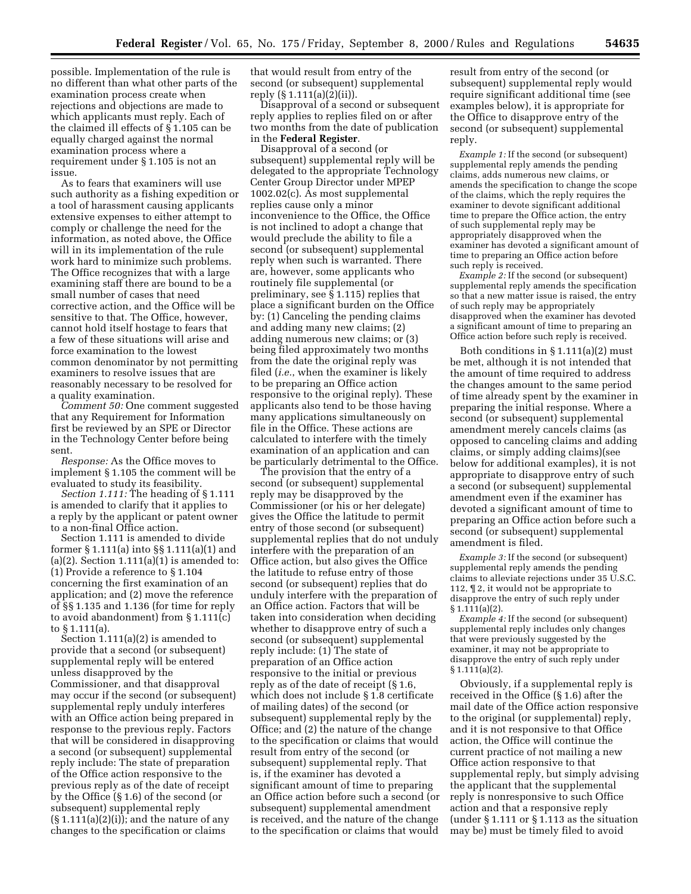possible. Implementation of the rule is no different than what other parts of the examination process create when rejections and objections are made to which applicants must reply. Each of the claimed ill effects of § 1.105 can be equally charged against the normal examination process where a requirement under § 1.105 is not an issue.

As to fears that examiners will use such authority as a fishing expedition or a tool of harassment causing applicants extensive expenses to either attempt to comply or challenge the need for the information, as noted above, the Office will in its implementation of the rule work hard to minimize such problems. The Office recognizes that with a large examining staff there are bound to be a small number of cases that need corrective action, and the Office will be sensitive to that. The Office, however, cannot hold itself hostage to fears that a few of these situations will arise and force examination to the lowest common denominator by not permitting examiners to resolve issues that are reasonably necessary to be resolved for a quality examination.

*Comment 50:* One comment suggested that any Requirement for Information first be reviewed by an SPE or Director in the Technology Center before being sent.

*Response:* As the Office moves to implement § 1.105 the comment will be evaluated to study its feasibility.

*Section 1.111:* The heading of § 1.111 is amended to clarify that it applies to a reply by the applicant or patent owner to a non-final Office action.

Section 1.111 is amended to divide former § 1.111(a) into §§ 1.111(a)(1) and (a)(2). Section 1.111(a)(1) is amended to: (1) Provide a reference to § 1.104 concerning the first examination of an application; and (2) move the reference of §§ 1.135 and 1.136 (for time for reply to avoid abandonment) from § 1.111(c) to § 1.111(a).

Section 1.111(a)(2) is amended to provide that a second (or subsequent) supplemental reply will be entered unless disapproved by the Commissioner, and that disapproval may occur if the second (or subsequent) supplemental reply unduly interferes with an Office action being prepared in response to the previous reply. Factors that will be considered in disapproving a second (or subsequent) supplemental reply include: The state of preparation of the Office action responsive to the previous reply as of the date of receipt by the Office (§ 1.6) of the second (or subsequent) supplemental reply (§ 1.111(a)(2)(i)); and the nature of any changes to the specification or claims that would result from entry of the second (or subsequent) supplemental reply (§ 1.111(a)(2)(ii)).

Disapproval of a second or subsequent reply applies to replies filed on or after two months from the date of publication in the **Federal Register**.

Disapproval of a second (or subsequent) supplemental reply will be delegated to the appropriate Technology Center Group Director under MPEP 1002.02(c). As most supplemental replies cause only a minor inconvenience to the Office, the Office is not inclined to adopt a change that would preclude the ability to file a second (or subsequent) supplemental reply when such is warranted. There are, however, some applicants who routinely file supplemental (or preliminary, see § 1.115) replies that place a significant burden on the Office by: (1) Canceling the pending claims and adding many new claims; (2) adding numerous new claims; or (3) being filed approximately two months from the date the original reply was filed (*i.e.*, when the examiner is likely to be preparing an Office action responsive to the original reply). These applicants also tend to be those having many applications simultaneously on file in the Office. These actions are calculated to interfere with the timely examination of an application and can be particularly detrimental to the Office.

The provision that the entry of a second (or subsequent) supplemental reply may be disapproved by the Commissioner (or his or her delegate) gives the Office the latitude to permit entry of those second (or subsequent) supplemental replies that do not unduly interfere with the preparation of an Office action, but also gives the Office the latitude to refuse entry of those second (or subsequent) replies that do unduly interfere with the preparation of an Office action. Factors that will be taken into consideration when deciding whether to disapprove entry of such a second (or subsequent) supplemental reply include: (1) The state of preparation of an Office action responsive to the initial or previous reply as of the date of receipt (§ 1.6, which does not include § 1.8 certificate of mailing dates) of the second (or subsequent) supplemental reply by the Office; and (2) the nature of the change to the specification or claims that would result from entry of the second (or subsequent) supplemental reply. That is, if the examiner has devoted a significant amount of time to preparing an Office action before such a second (or subsequent) supplemental amendment is received, and the nature of the change to the specification or claims that would result from entry of the second (or subsequent) supplemental reply would require significant additional time (see examples below), it is appropriate for the Office to disapprove entry of the second (or subsequent) supplemental reply.

*Example 1:* If the second (or subsequent) supplemental reply amends the pending claims, adds numerous new claims, or amends the specification to change the scope of the claims, which the reply requires the examiner to devote significant additional time to prepare the Office action, the entry of such supplemental reply may be appropriately disapproved when the examiner has devoted a significant amount of time to preparing an Office action before such reply is received.

*Example 2:* If the second (or subsequent) supplemental reply amends the specification so that a new matter issue is raised, the entry of such reply may be appropriately disapproved when the examiner has devoted a significant amount of time to preparing an Office action before such reply is received.

Both conditions in § 1.111(a)(2) must be met, although it is not intended that the amount of time required to address the changes amount to the same period of time already spent by the examiner in preparing the initial response. Where a second (or subsequent) supplemental amendment merely cancels claims (as opposed to canceling claims and adding claims, or simply adding claims)(see below for additional examples), it is not appropriate to disapprove entry of such a second (or subsequent) supplemental amendment even if the examiner has devoted a significant amount of time to preparing an Office action before such a second (or subsequent) supplemental amendment is filed.

*Example 3:* If the second (or subsequent) supplemental reply amends the pending claims to alleviate rejections under 35 U.S.C. 112, ¶ 2, it would not be appropriate to disapprove the entry of such reply under § 1.111(a)(2).

*Example 4:* If the second (or subsequent) supplemental reply includes only changes that were previously suggested by the examiner, it may not be appropriate to disapprove the entry of such reply under § 1.111(a)(2).

Obviously, if a supplemental reply is received in the Office (§ 1.6) after the mail date of the Office action responsive to the original (or supplemental) reply, and it is not responsive to that Office action, the Office will continue the current practice of not mailing a new Office action responsive to that supplemental reply, but simply advising the applicant that the supplemental reply is nonresponsive to such Office action and that a responsive reply (under § 1.111 or § 1.113 as the situation may be) must be timely filed to avoid